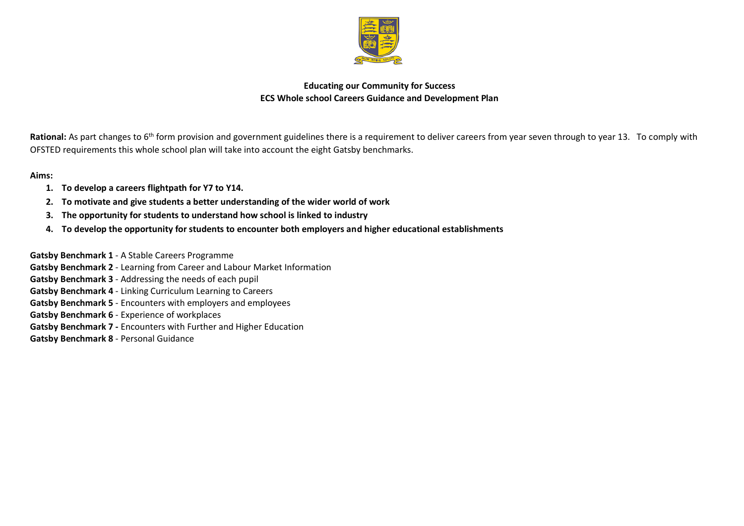**Educating our Community for Success**
**ECS Whole school Careers Guidance and Development Plan**

**Rational:** As part changes to 6th form provision and government guidelines there is a requirement to deliver careers from year seven through to year 13. To comply with OFSTED requirements this whole school plan will take into account the eight Gatsby benchmarks.

**Aims:**

1. **To develop a careers flightpath for Y7 to Y14.**
2. **To motivate and give students a better understanding of the wider world of work**
3. **The opportunity for students to understand how school is linked to industry**
4. **To develop the opportunity for students to encounter both employers and higher educational establishments**

**Gatsby Benchmark 1** - A Stable Careers Programme
**Gatsby Benchmark 2** - Learning from Career and Labour Market Information
**Gatsby Benchmark 3** - Addressing the needs of each pupil
**Gatsby Benchmark 4** - Linking Curriculum Learning to Careers
**Gatsby Benchmark 5** - Encounters with employers and employees
**Gatsby Benchmark 6** - Experience of workplaces
**Gatsby Benchmark 7 -** Encounters with Further and Higher Education
**Gatsby Benchmark 8** - Personal Guidance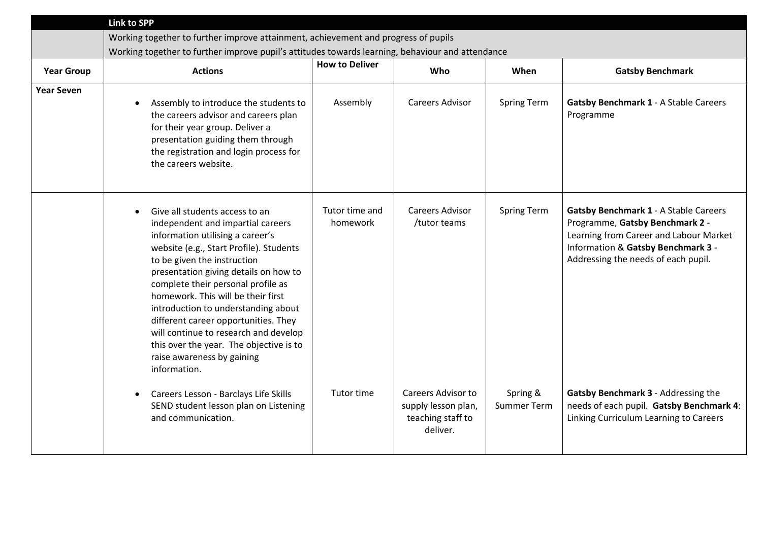| | Link to SPP | | | | |
|---|---|---|---|---|---|
| | Working together to further improve attainment, achievement and progress of pupils<br>Working together to further improve pupil's attitudes towards learning, behaviour and attendance | | | | |
| **Year Group** | **Actions** | **How to Deliver** | **Who** | **When** | **Gatsby Benchmark** |
| **Year Seven** | • Assembly to introduce the students to the careers advisor and careers plan for their year group. Deliver a presentation guiding them through the registration and login process for the careers website. | Assembly | Careers Advisor | Spring Term | **Gatsby Benchmark 1** - A Stable Careers Programme |
| | • Give all students access to an independent and impartial careers information utilising a career's website (e.g., Start Profile). Students to be given the instruction presentation giving details on how to complete their personal profile as homework. This will be their first introduction to understanding about different career opportunities. They will continue to research and develop this over the year. The objective is to raise awareness by gaining information. | Tutor time and homework | Careers Advisor /tutor teams | Spring Term | **Gatsby Benchmark 1** - A Stable Careers Programme, **Gatsby Benchmark 2** - Learning from Career and Labour Market Information & **Gatsby Benchmark 3** - Addressing the needs of each pupil. |
| | • Careers Lesson - Barclays Life Skills SEND student lesson plan on Listening and communication. | Tutor time | Careers Advisor to supply lesson plan, teaching staff to deliver. | Spring & Summer Term | **Gatsby Benchmark 3** - Addressing the needs of each pupil. **Gatsby Benchmark 4**: Linking Curriculum Learning to Careers |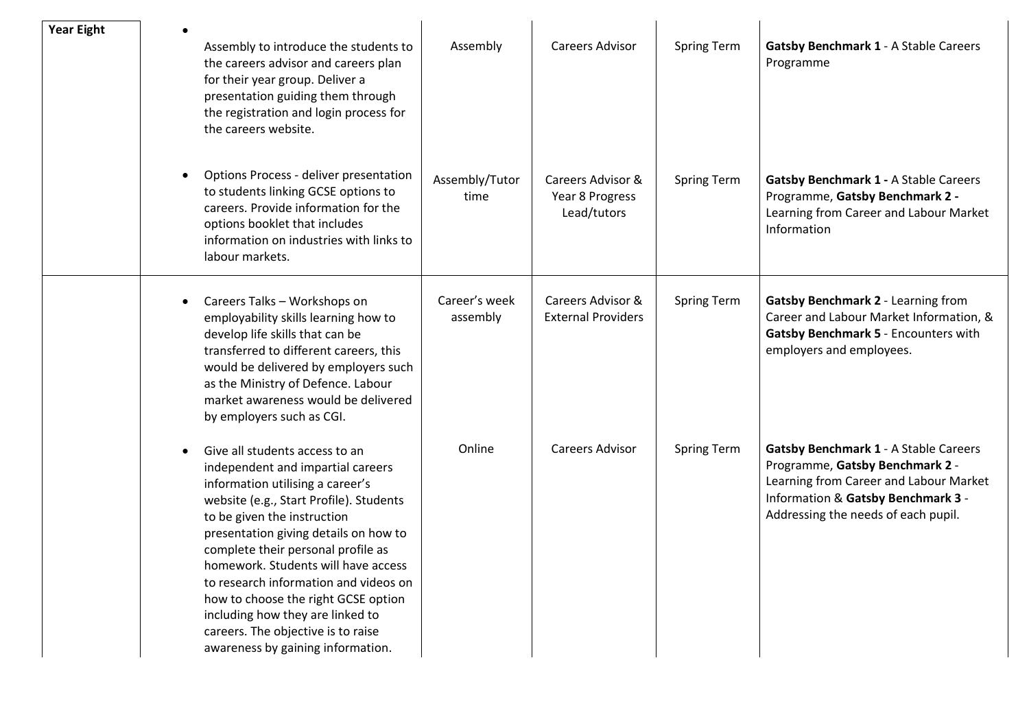| Year Eight | Assembly to introduce the students to the careers advisor and careers plan for their year group. Deliver a presentation guiding them through the registration and login process for the careers website. | Assembly | Careers Advisor | Spring Term | **Gatsby Benchmark 1** - A Stable Careers Programme |
|---|---|---|---|---|---|
| | Options Process - deliver presentation to students linking GCSE options to careers. Provide information for the options booklet that includes information on industries with links to labour markets. | Assembly/Tutor time | Careers Advisor & Year 8 Progress Lead/tutors | Spring Term | **Gatsby Benchmark 1 -** A Stable Careers Programme, **Gatsby Benchmark 2 -** Learning from Career and Labour Market Information |
| | Careers Talks – Workshops on employability skills learning how to develop life skills that can be transferred to different careers, this would be delivered by employers such as the Ministry of Defence. Labour market awareness would be delivered by employers such as CGI. | Career's week assembly | Careers Advisor & External Providers | Spring Term | **Gatsby Benchmark 2** - Learning from Career and Labour Market Information, & **Gatsby Benchmark 5** - Encounters with employers and employees. |
| | Give all students access to an independent and impartial careers information utilising a career's website (e.g., Start Profile). Students to be given the instruction presentation giving details on how to complete their personal profile as homework. Students will have access to research information and videos on how to choose the right GCSE option including how they are linked to careers. The objective is to raise awareness by gaining information. | Online | Careers Advisor | Spring Term | **Gatsby Benchmark 1** - A Stable Careers Programme, **Gatsby Benchmark 2** - Learning from Career and Labour Market Information & **Gatsby Benchmark 3** - Addressing the needs of each pupil. |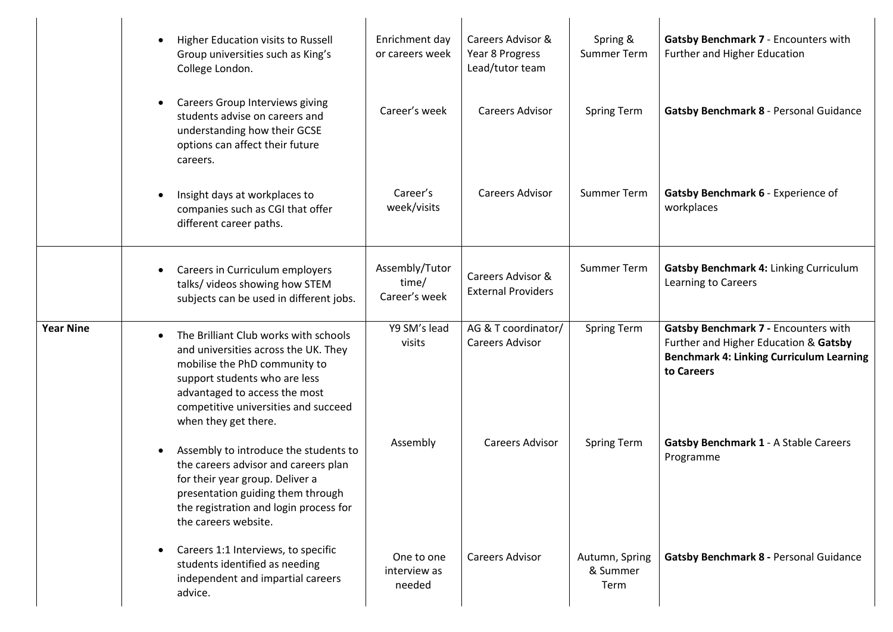| | | | | | |
|---|---|---|---|---|---|
| | • Higher Education visits to Russell Group universities such as King's College London. | Enrichment day or careers week | Careers Advisor & Year 8 Progress Lead/tutor team | Spring & Summer Term | **Gatsby Benchmark 7** - Encounters with Further and Higher Education |
| | • Careers Group Interviews giving students advise on careers and understanding how their GCSE options can affect their future careers. | Career's week | Careers Advisor | Spring Term | **Gatsby Benchmark 8** - Personal Guidance |
| | • Insight days at workplaces to companies such as CGI that offer different career paths. | Career's week/visits | Careers Advisor | Summer Term | **Gatsby Benchmark 6** - Experience of workplaces |
| | • Careers in Curriculum employers talks/ videos showing how STEM subjects can be used in different jobs. | Assembly/Tutor time/ Career's week | Careers Advisor & External Providers | Summer Term | **Gatsby Benchmark 4:** Linking Curriculum Learning to Careers |
| **Year Nine** | • The Brilliant Club works with schools and universities across the UK. They mobilise the PhD community to support students who are less advantaged to access the most competitive universities and succeed when they get there. | Y9 SM's lead visits | AG & T coordinator/ Careers Advisor | Spring Term | **Gatsby Benchmark 7 -** Encounters with Further and Higher Education & **Gatsby Benchmark 4: Linking Curriculum Learning to Careers** |
| | • Assembly to introduce the students to the careers advisor and careers plan for their year group. Deliver a presentation guiding them through the registration and login process for the careers website. | Assembly | Careers Advisor | Spring Term | **Gatsby Benchmark 1** - A Stable Careers Programme |
| | • Careers 1:1 Interviews, to specific students identified as needing independent and impartial careers advice. | One to one interview as needed | Careers Advisor | Autumn, Spring & Summer Term | **Gatsby Benchmark 8 -** Personal Guidance |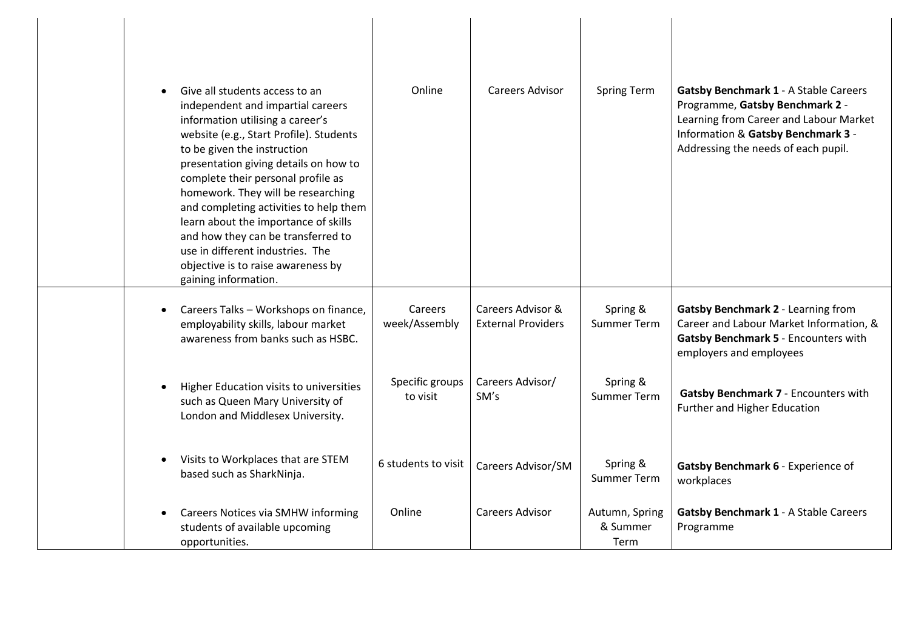| | | | | | |
|---|---|---|---|---|---|
| | • Give all students access to an independent and impartial careers information utilising a career's website (e.g., Start Profile). Students to be given the instruction presentation giving details on how to complete their personal profile as homework. They will be researching and completing activities to help them learn about the importance of skills and how they can be transferred to use in different industries. The objective is to raise awareness by gaining information. | Online | Careers Advisor | Spring Term | **Gatsby Benchmark 1** - A Stable Careers Programme, **Gatsby Benchmark 2** - Learning from Career and Labour Market Information & **Gatsby Benchmark 3** - Addressing the needs of each pupil. |
| | • Careers Talks – Workshops on finance, employability skills, labour market awareness from banks such as HSBC.<br><br>• Higher Education visits to universities such as Queen Mary University of London and Middlesex University.<br><br>• Visits to Workplaces that are STEM based such as SharkNinja.<br><br>• Careers Notices via SMHW informing students of available upcoming opportunities. | Careers week/Assembly<br><br>Specific groups to visit<br><br>6 students to visit<br><br>Online | Careers Advisor & External Providers<br><br>Careers Advisor/ SM's<br><br>Careers Advisor/SM<br><br>Careers Advisor | Spring & Summer Term<br><br>Spring & Summer Term<br><br>Spring & Summer Term<br><br>Autumn, Spring & Summer Term | **Gatsby Benchmark 2** - Learning from Career and Labour Market Information, & **Gatsby Benchmark 5** - Encounters with employers and employees<br><br>**Gatsby Benchmark 7** - Encounters with Further and Higher Education<br><br>**Gatsby Benchmark 6** - Experience of workplaces<br><br>**Gatsby Benchmark 1** - A Stable Careers Programme |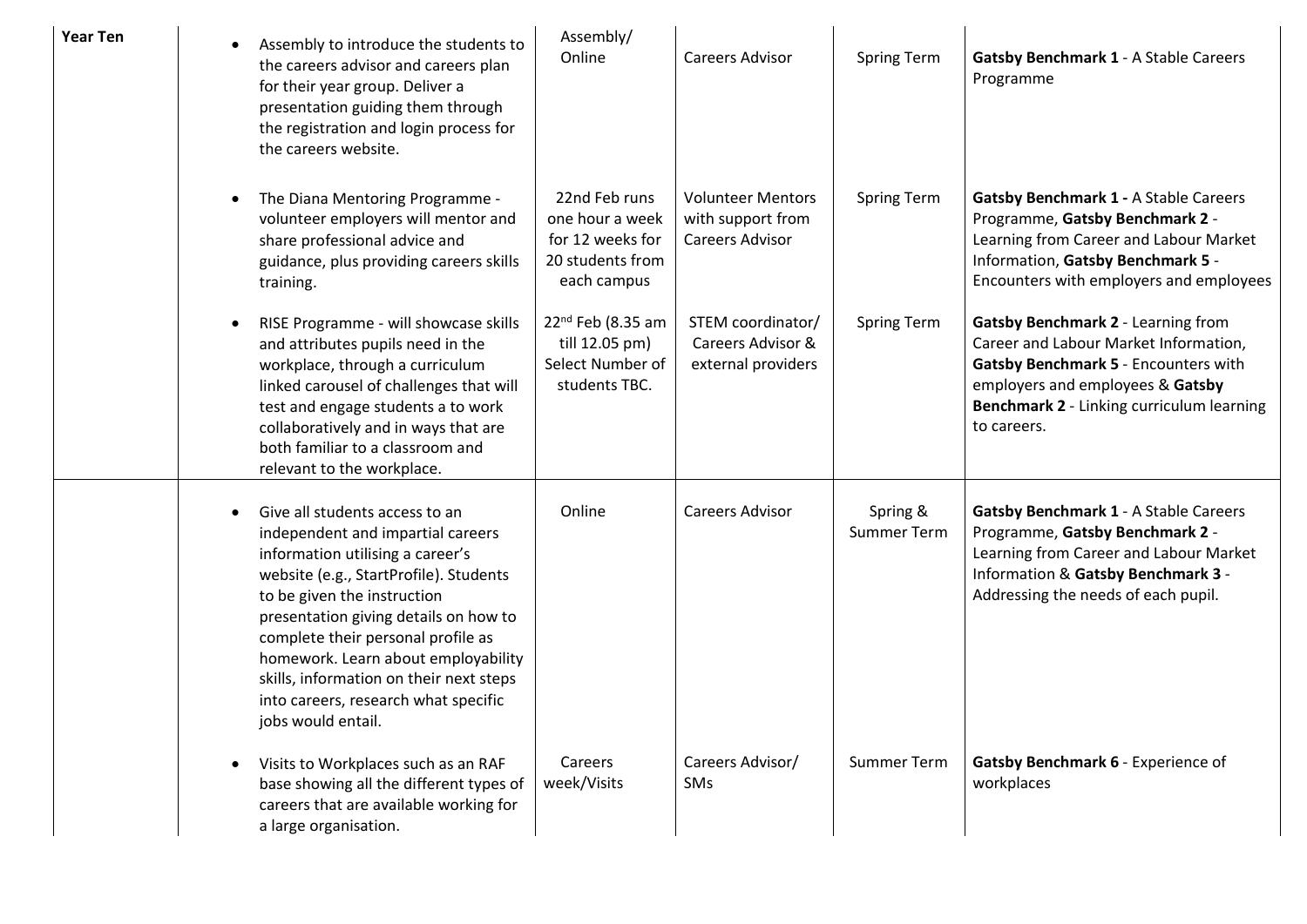| | | | | | |
|---|---|---|---|---|---|
| **Year Ten** | • Assembly to introduce the students to the careers advisor and careers plan for their year group. Deliver a presentation guiding them through the registration and login process for the careers website. | Assembly/ Online | Careers Advisor | Spring Term | **Gatsby Benchmark 1** - A Stable Careers Programme |
| | • The Diana Mentoring Programme - volunteer employers will mentor and share professional advice and guidance, plus providing careers skills training. | 22nd Feb runs one hour a week for 12 weeks for 20 students from each campus | Volunteer Mentors with support from Careers Advisor | Spring Term | **Gatsby Benchmark 1 -** A Stable Careers Programme, **Gatsby Benchmark 2** - Learning from Career and Labour Market Information, **Gatsby Benchmark 5** - Encounters with employers and employees |
| | • RISE Programme - will showcase skills and attributes pupils need in the workplace, through a curriculum linked carousel of challenges that will test and engage students a to work collaboratively and in ways that are both familiar to a classroom and relevant to the workplace. | 22nd Feb (8.35 am till 12.05 pm) Select Number of students TBC. | STEM coordinator/ Careers Advisor & external providers | Spring Term | **Gatsby Benchmark 2** - Learning from Career and Labour Market Information, **Gatsby Benchmark 5** - Encounters with employers and employees & **Gatsby Benchmark 2** - Linking curriculum learning to careers. |
| | • Give all students access to an independent and impartial careers information utilising a career's website (e.g., StartProfile). Students to be given the instruction presentation giving details on how to complete their personal profile as homework. Learn about employability skills, information on their next steps into careers, research what specific jobs would entail. | Online | Careers Advisor | Spring & Summer Term | **Gatsby Benchmark 1** - A Stable Careers Programme, **Gatsby Benchmark 2** - Learning from Career and Labour Market Information & **Gatsby Benchmark 3** - Addressing the needs of each pupil. |
| | • Visits to Workplaces such as an RAF base showing all the different types of careers that are available working for a large organisation. | Careers week/Visits | Careers Advisor/ SMs | Summer Term | **Gatsby Benchmark 6** - Experience of workplaces |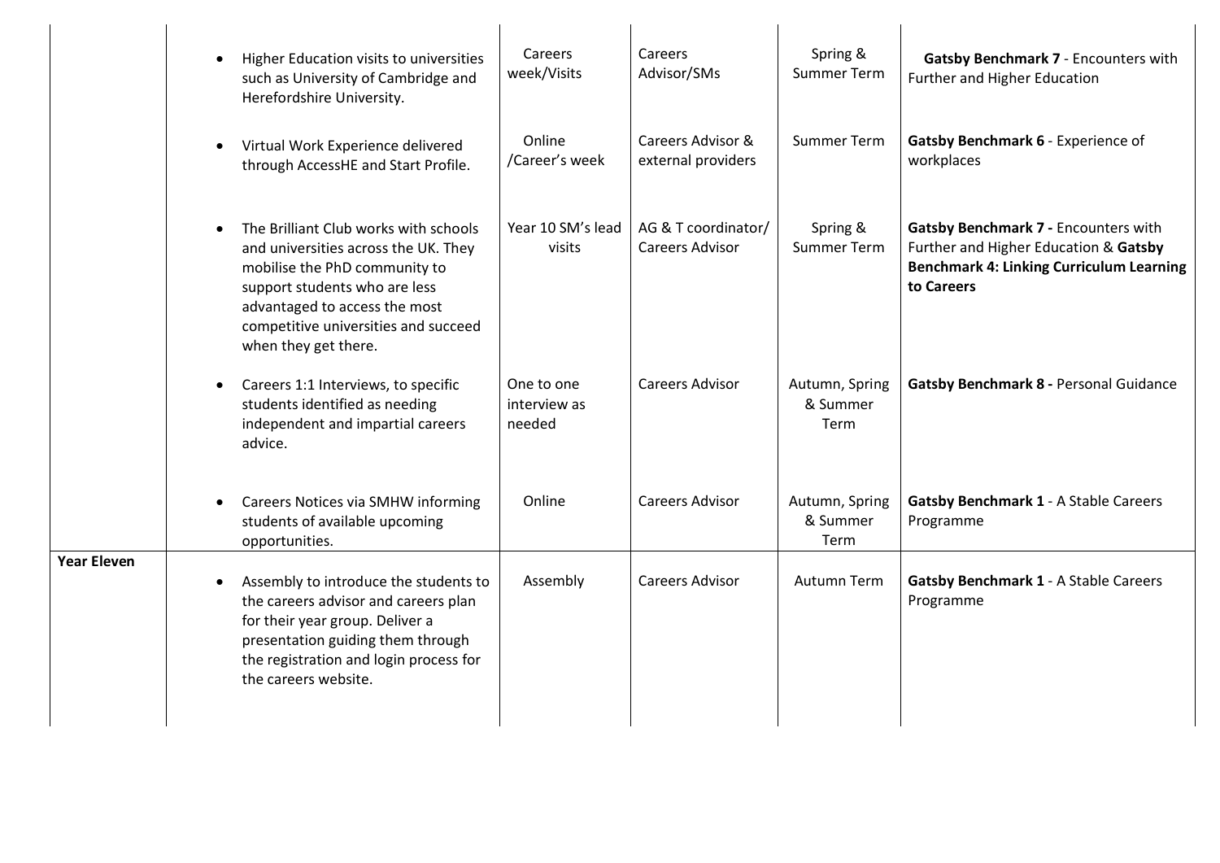| | | | | | |
|---|---|---|---|---|---|
| | • Higher Education visits to universities such as University of Cambridge and Herefordshire University. | Careers week/Visits | Careers Advisor/SMs | Spring & Summer Term | **Gatsby Benchmark 7** - Encounters with Further and Higher Education |
| | • Virtual Work Experience delivered through AccessHE and Start Profile. | Online /Career's week | Careers Advisor & external providers | Summer Term | **Gatsby Benchmark 6** - Experience of workplaces |
| | • The Brilliant Club works with schools and universities across the UK. They mobilise the PhD community to support students who are less advantaged to access the most competitive universities and succeed when they get there. | Year 10 SM's lead visits | AG & T coordinator/ Careers Advisor | Spring & Summer Term | **Gatsby Benchmark 7 -** Encounters with Further and Higher Education & **Gatsby Benchmark 4: Linking Curriculum Learning to Careers** |
| | • Careers 1:1 Interviews, to specific students identified as needing independent and impartial careers advice. | One to one interview as needed | Careers Advisor | Autumn, Spring & Summer Term | **Gatsby Benchmark 8 -** Personal Guidance |
| | • Careers Notices via SMHW informing students of available upcoming opportunities. | Online | Careers Advisor | Autumn, Spring & Summer Term | **Gatsby Benchmark 1** - A Stable Careers Programme |
| **Year Eleven** | • Assembly to introduce the students to the careers advisor and careers plan for their year group. Deliver a presentation guiding them through the registration and login process for the careers website. | Assembly | Careers Advisor | Autumn Term | **Gatsby Benchmark 1** - A Stable Careers Programme |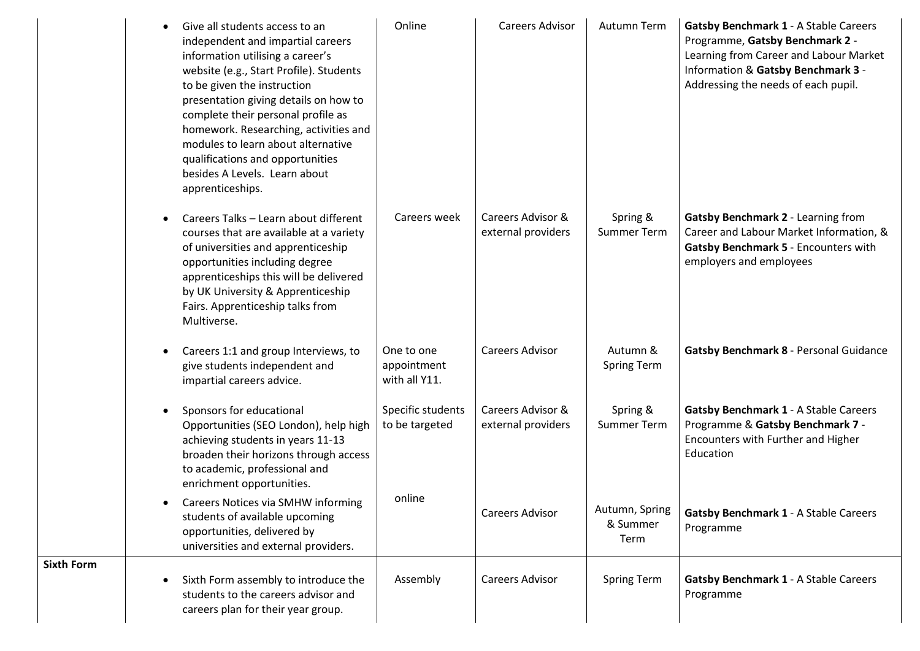| | | | | | |
|---|---|---|---|---|---|
| | • Give all students access to an independent and impartial careers information utilising a career's website (e.g., Start Profile). Students to be given the instruction presentation giving details on how to complete their personal profile as homework. Researching, activities and modules to learn about alternative qualifications and opportunities besides A Levels. Learn about apprenticeships. | Online | Careers Advisor | Autumn Term | **Gatsby Benchmark 1** - A Stable Careers Programme, **Gatsby Benchmark 2** - Learning from Career and Labour Market Information & **Gatsby Benchmark 3** - Addressing the needs of each pupil. |
| | • Careers Talks – Learn about different courses that are available at a variety of universities and apprenticeship opportunities including degree apprenticeships this will be delivered by UK University & Apprenticeship Fairs. Apprenticeship talks from Multiverse. | Careers week | Careers Advisor & external providers | Spring & Summer Term | **Gatsby Benchmark 2** - Learning from Career and Labour Market Information, & **Gatsby Benchmark 5** - Encounters with employers and employees |
| | • Careers 1:1 and group Interviews, to give students independent and impartial careers advice. | One to one appointment with all Y11. | Careers Advisor | Autumn & Spring Term | **Gatsby Benchmark 8** - Personal Guidance |
| | • Sponsors for educational Opportunities (SEO London), help high achieving students in years 11-13 broaden their horizons through access to academic, professional and enrichment opportunities. | Specific students to be targeted | Careers Advisor & external providers | Spring & Summer Term | **Gatsby Benchmark 1** - A Stable Careers Programme & **Gatsby Benchmark 7** - Encounters with Further and Higher Education |
| | • Careers Notices via SMHW informing students of available upcoming opportunities, delivered by universities and external providers. | online | Careers Advisor | Autumn, Spring & Summer Term | **Gatsby Benchmark 1** - A Stable Careers Programme |
| **Sixth Form** | • Sixth Form assembly to introduce the students to the careers advisor and careers plan for their year group. | Assembly | Careers Advisor | Spring Term | **Gatsby Benchmark 1** - A Stable Careers Programme |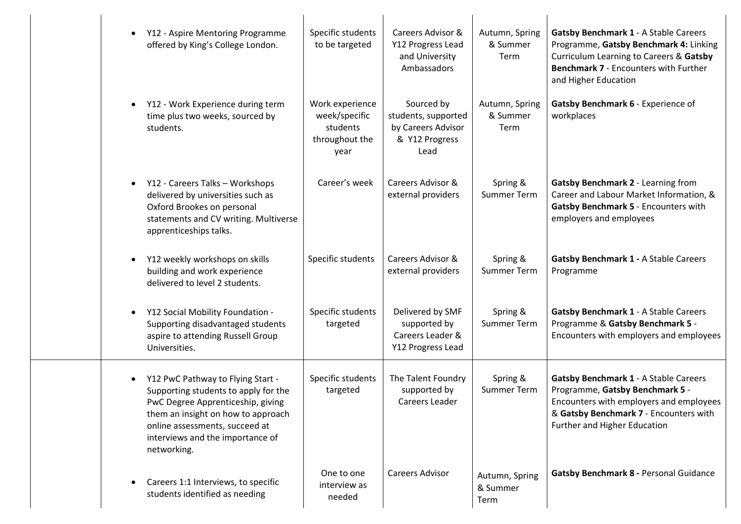| | Activity | Audience | Delivered by | Term | Gatsby Benchmark |
|---|---|---|---|---|---|
| | • Y12 - Aspire Mentoring Programme offered by King's College London. | Specific students to be targeted | Careers Advisor & Y12 Progress Lead and University Ambassadors | Autumn, Spring & Summer Term | **Gatsby Benchmark 1** - A Stable Careers Programme, **Gatsby Benchmark 4:** Linking Curriculum Learning to Careers & **Gatsby Benchmark 7** - Encounters with Further and Higher Education |
| | • Y12 - Work Experience during term time plus two weeks, sourced by students. | Work experience week/specific students throughout the year | Sourced by students, supported by Careers Advisor & Y12 Progress Lead | Autumn, Spring & Summer Term | **Gatsby Benchmark 6** - Experience of workplaces |
| | • Y12 - Careers Talks – Workshops delivered by universities such as Oxford Brookes on personal statements and CV writing. Multiverse apprenticeships talks. | Career's week | Careers Advisor & external providers | Spring & Summer Term | **Gatsby Benchmark 2** - Learning from Career and Labour Market Information, & **Gatsby Benchmark 5** - Encounters with employers and employees |
| | • Y12 weekly workshops on skills building and work experience delivered to level 2 students. | Specific students | Careers Advisor & external providers | Spring & Summer Term | **Gatsby Benchmark 1 -** A Stable Careers Programme |
| | • Y12 Social Mobility Foundation - Supporting disadvantaged students aspire to attending Russell Group Universities. | Specific students targeted | Delivered by SMF supported by Careers Leader & Y12 Progress Lead | Spring & Summer Term | **Gatsby Benchmark 1** - A Stable Careers Programme & **Gatsby Benchmark 5** - Encounters with employers and employees |
| | • Y12 PwC Pathway to Flying Start - Supporting students to apply for the PwC Degree Apprenticeship, giving them an insight on how to approach online assessments, succeed at interviews and the importance of networking. | Specific students targeted | The Talent Foundry supported by Careers Leader | Spring & Summer Term | **Gatsby Benchmark 1** - A Stable Careers Programme, **Gatsby Benchmark 5** - Encounters with employers and employees & **Gatsby Benchmark 7** - Encounters with Further and Higher Education |
| | • Careers 1:1 Interviews, to specific students identified as needing | One to one interview as needed | Careers Advisor | Autumn, Spring & Summer Term | **Gatsby Benchmark 8 -** Personal Guidance |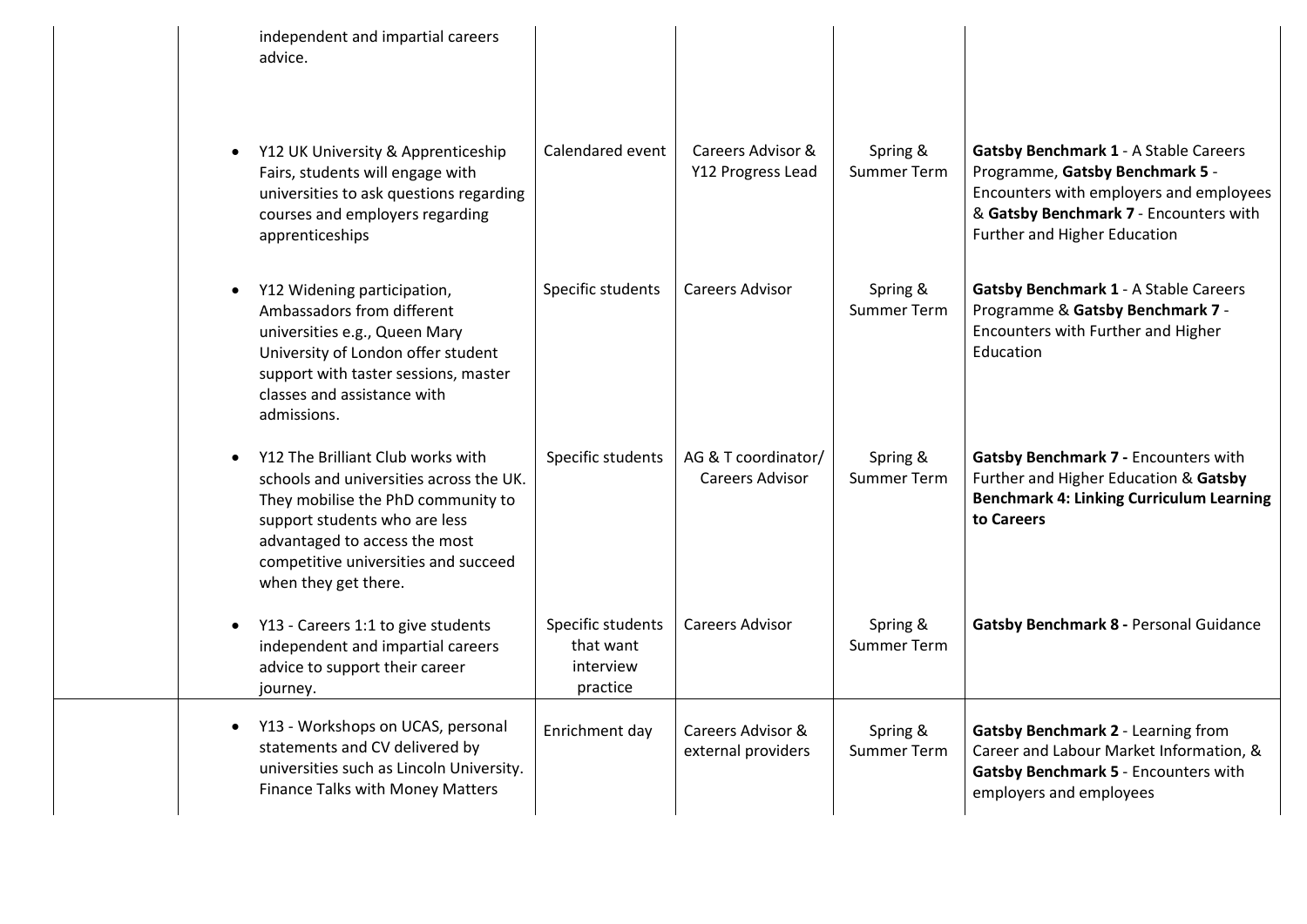|  | Activity | Audience | Lead | Timing | Gatsby Benchmark |
|---|---|---|---|---|---|
|  | independent and impartial careers advice. |  |  |  |  |
|  | • Y12 UK University & Apprenticeship Fairs, students will engage with universities to ask questions regarding courses and employers regarding apprenticeships | Calendared event | Careers Advisor & Y12 Progress Lead | Spring & Summer Term | **Gatsby Benchmark 1** - A Stable Careers Programme, **Gatsby Benchmark 5** - Encounters with employers and employees & **Gatsby Benchmark 7** - Encounters with Further and Higher Education |
|  | • Y12 Widening participation, Ambassadors from different universities e.g., Queen Mary University of London offer student support with taster sessions, master classes and assistance with admissions. | Specific students | Careers Advisor | Spring & Summer Term | **Gatsby Benchmark 1** - A Stable Careers Programme & **Gatsby Benchmark 7** - Encounters with Further and Higher Education |
|  | • Y12 The Brilliant Club works with schools and universities across the UK. They mobilise the PhD community to support students who are less advantaged to access the most competitive universities and succeed when they get there. | Specific students | AG & T coordinator/ Careers Advisor | Spring & Summer Term | **Gatsby Benchmark 7 -** Encounters with Further and Higher Education & **Gatsby Benchmark 4: Linking Curriculum Learning to Careers** |
|  | • Y13 - Careers 1:1 to give students independent and impartial careers advice to support their career journey. | Specific students that want interview practice | Careers Advisor | Spring & Summer Term | **Gatsby Benchmark 8 -** Personal Guidance |
|  | • Y13 - Workshops on UCAS, personal statements and CV delivered by universities such as Lincoln University. Finance Talks with Money Matters | Enrichment day | Careers Advisor & external providers | Spring & Summer Term | **Gatsby Benchmark 2** - Learning from Career and Labour Market Information, & **Gatsby Benchmark 5** - Encounters with employers and employees |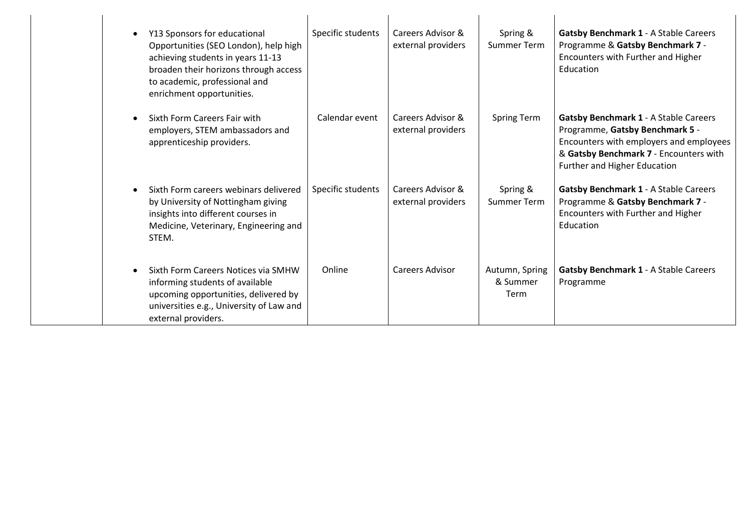| | | | | | |
|---|---|---|---|---|---|
| | • Y13 Sponsors for educational Opportunities (SEO London), help high achieving students in years 11-13 broaden their horizons through access to academic, professional and enrichment opportunities. | Specific students | Careers Advisor & external providers | Spring & Summer Term | **Gatsby Benchmark 1** - A Stable Careers Programme & **Gatsby Benchmark 7** - Encounters with Further and Higher Education |
| | • Sixth Form Careers Fair with employers, STEM ambassadors and apprenticeship providers. | Calendar event | Careers Advisor & external providers | Spring Term | **Gatsby Benchmark 1** - A Stable Careers Programme, **Gatsby Benchmark 5** - Encounters with employers and employees & **Gatsby Benchmark 7** - Encounters with Further and Higher Education |
| | • Sixth Form careers webinars delivered by University of Nottingham giving insights into different courses in Medicine, Veterinary, Engineering and STEM. | Specific students | Careers Advisor & external providers | Spring & Summer Term | **Gatsby Benchmark 1** - A Stable Careers Programme & **Gatsby Benchmark 7** - Encounters with Further and Higher Education |
| | • Sixth Form Careers Notices via SMHW informing students of available upcoming opportunities, delivered by universities e.g., University of Law and external providers. | Online | Careers Advisor | Autumn, Spring & Summer Term | **Gatsby Benchmark 1** - A Stable Careers Programme |